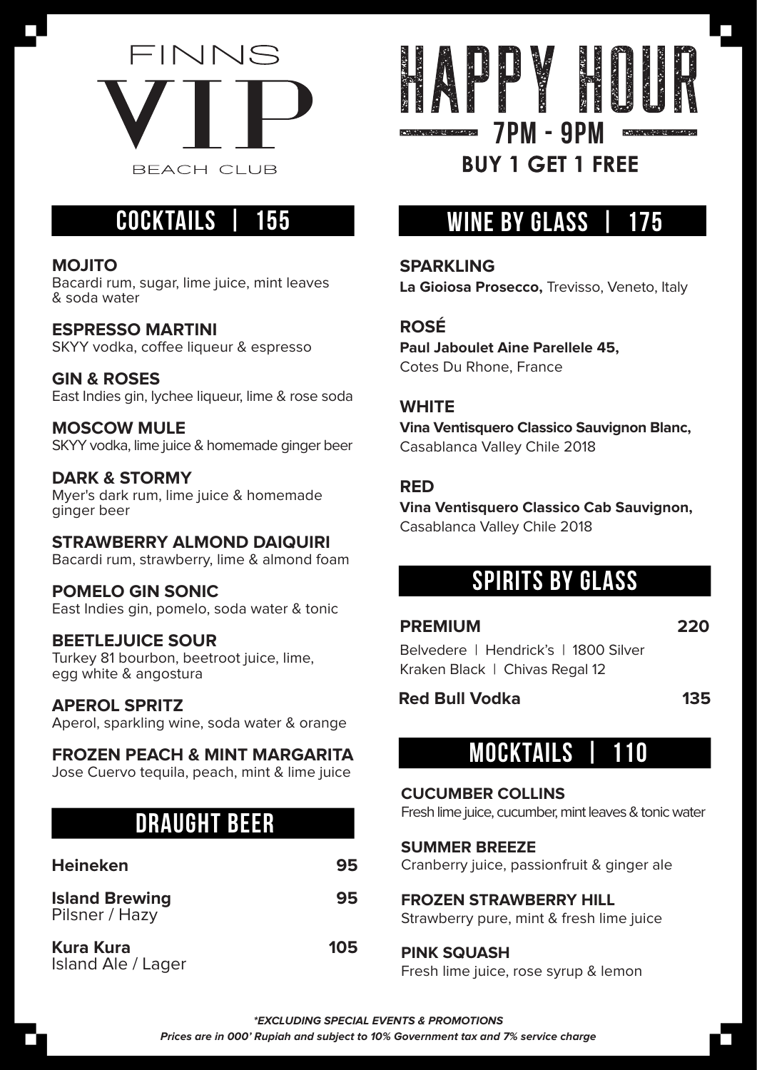# FINNS VIP BEACH CLUB

# HAPPY HOUR

## 7PM - 9PM

## BUY 1 GET 1 FREE

## COCKTAILS | 155

**MOJITO**
Bacardi rum, sugar, lime juice, mint leaves & soda water

**ESPRESSO MARTINI**
SKYY vodka, coffee liqueur & espresso

**GIN & ROSES**
East Indies gin, lychee liqueur, lime & rose soda

**MOSCOW MULE**
SKYY vodka, lime juice & homemade ginger beer

**DARK & STORMY**
Myer's dark rum, lime juice & homemade ginger beer

**STRAWBERRY ALMOND DAIQUIRI**
Bacardi rum, strawberry, lime & almond foam

**POMELO GIN SONIC**
East Indies gin, pomelo, soda water & tonic

**BEETLEJUICE SOUR**
Turkey 81 bourbon, beetroot juice, lime, egg white & angostura

**APEROL SPRITZ**
Aperol, sparkling wine, soda water & orange

**FROZEN PEACH & MINT MARGARITA**
Jose Cuervo tequila, peach, mint & lime juice

## DRAUGHT BEER

| | |
|---|---|
| **Heineken** | **95** |
| **Island Brewing** Pilsner / Hazy | **95** |
| **Kura Kura** Island Ale / Lager | **105** |

## WINE BY GLASS | 175

**SPARKLING**
**La Gioiosa Prosecco,** Trevisso, Veneto, Italy

**ROSÉ**
**Paul Jaboulet Aine Parellele 45,** Cotes Du Rhone, France

**WHITE**
**Vina Ventisquero Classico Sauvignon Blanc,** Casablanca Valley Chile 2018

**RED**
**Vina Ventisquero Classico Cab Sauvignon,** Casablanca Valley Chile 2018

## SPIRITS BY GLASS

**PREMIUM** **220**
Belvedere | Hendrick's | 1800 Silver
Kraken Black | Chivas Regal 12

**Red Bull Vodka** **135**

## MOCKTAILS | 110

**CUCUMBER COLLINS**
Fresh lime juice, cucumber, mint leaves & tonic water

**SUMMER BREEZE**
Cranberry juice, passionfruit & ginger ale

**FROZEN STRAWBERRY HILL**
Strawberry pure, mint & fresh lime juice

**PINK SQUASH**
Fresh lime juice, rose syrup & lemon

***EXCLUDING SPECIAL EVENTS & PROMOTIONS**

***Prices are in 000' Rupiah and subject to 10% Government tax and 7% service charge***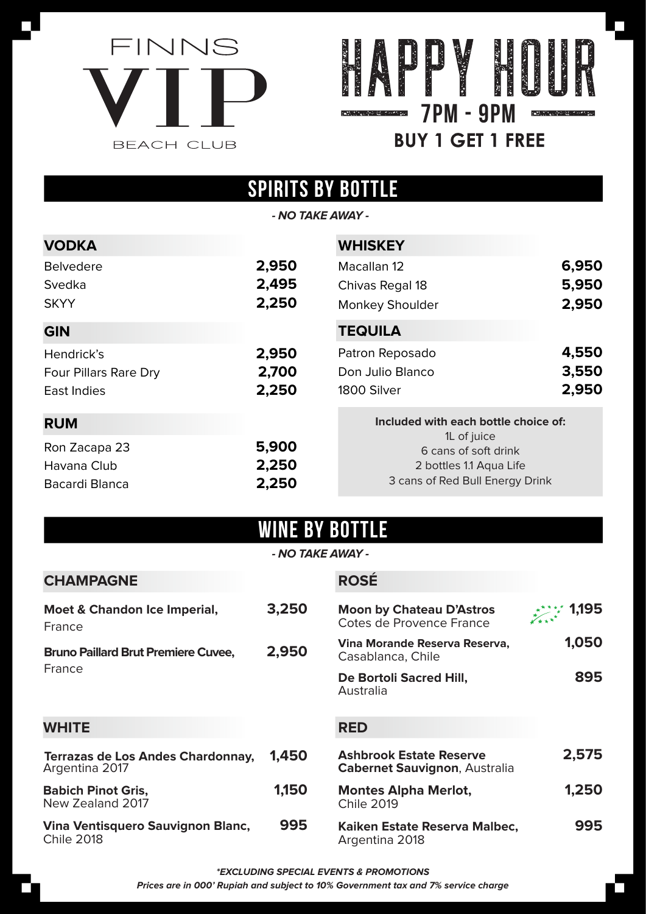FINNS

# VIP

BEACH CLUB

# HAPPY HOUR

## 7PM - 9PM

**BUY 1 GET 1 FREE**

## SPIRITS BY BOTTLE

*- NO TAKE AWAY -*

### VODKA

| | |
|---|---|
| Belvedere | **2,950** |
| Svedka | **2,495** |
| SKYY | **2,250** |

### GIN

| | |
|---|---|
| Hendrick's | **2,950** |
| Four Pillars Rare Dry | **2,700** |
| East Indies | **2,250** |

### RUM

| | |
|---|---|
| Ron Zacapa 23 | **5,900** |
| Havana Club | **2,250** |
| Bacardi Blanca | **2,250** |

### WHISKEY

| | |
|---|---|
| Macallan 12 | **6,950** |
| Chivas Regal 18 | **5,950** |
| Monkey Shoulder | **2,950** |

### TEQUILA

| | |
|---|---|
| Patron Reposado | **4,550** |
| Don Julio Blanco | **3,550** |
| 1800 Silver | **2,950** |

**Included with each bottle choice of:**
1L of juice
6 cans of soft drink
2 bottles 1.1 Aqua Life
3 cans of Red Bull Energy Drink

## WINE BY BOTTLE

*- NO TAKE AWAY -*

### CHAMPAGNE

| | |
|---|---|
| **Moet & Chandon Ice Imperial,** France | **3,250** |
| **Bruno Paillard Brut Premiere Cuvee,** France | **2,950** |

### WHITE

| | |
|---|---|
| **Terrazas de Los Andes Chardonnay,** Argentina 2017 | **1,450** |
| **Babich Pinot Gris,** New Zealand 2017 | **1,150** |
| **Vina Ventisquero Sauvignon Blanc,** Chile 2018 | **995** |

### ROSÉ

| | |
|---|---|
| **Moon by Chateau D'Astros** Cotes de Provence France | **1,195** |
| **Vina Morande Reserva Reserva,** Casablanca, Chile | **1,050** |
| **De Bortoli Sacred Hill,** Australia | **895** |

### RED

| | |
|---|---|
| **Ashbrook Estate Reserve Cabernet Sauvignon**, Australia | **2,575** |
| **Montes Alpha Merlot,** Chile 2019 | **1,250** |
| **Kaiken Estate Reserva Malbec,** Argentina 2018 | **995** |

***\*EXCLUDING SPECIAL EVENTS & PROMOTIONS***

***Prices are in 000' Rupiah and subject to 10% Government tax and 7% service charge***